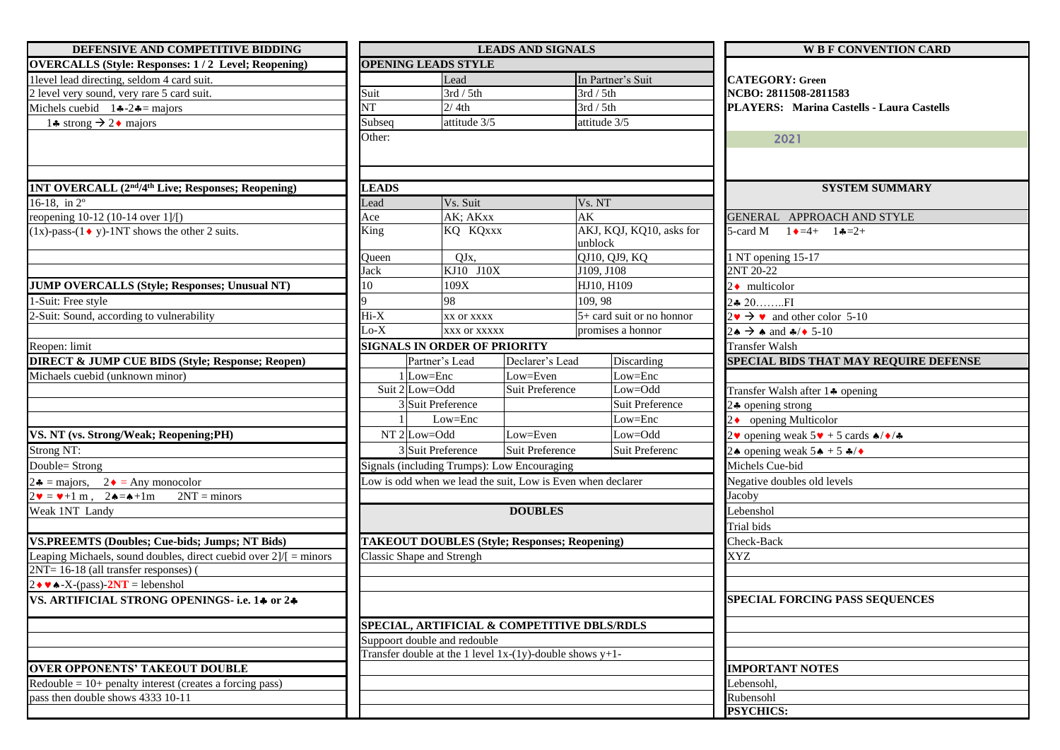# WBF CONVENTION CARD

**CATEGORY: Green**
**NCBO: 2811508-2811583**
**PLAYERS: Marina Castells - Laura Castells**

2021

## DEFENSIVE AND COMPETITIVE BIDDING

**OVERCALLS (Style: Responses: 1 / 2 Level; Reopening)**

1level lead directing, seldom 4 card suit.
2 level very sound, very rare 5 card suit.
Michels cuebid 1♣-2♣= majors
1♣ strong → 2♦ majors

**1NT OVERCALL (2nd/4th Live; Responses; Reopening)**

16-18, in 2º
reopening 10-12 (10-14 over 1]/[)
(1x)-pass-(1♦ y)-1NT shows the other 2 suits.

**JUMP OVERCALLS (Style; Responses; Unusual NT)**

1-Suit: Free style
2-Suit: Sound, according to vulnerability

Reopen: limit

**DIRECT & JUMP CUE BIDS (Style; Response; Reopen)**

Michaels cuebid (unknown minor)

**VS. NT (vs. Strong/Weak; Reopening;PH)**

Strong NT:
Double= Strong
2♣ = majors, 2♦ = Any monocolor
2♥ = ♥+1 m , 2♠=♠+1m 2NT = minors
Weak 1NT Landy

**VS.PREEMTS (Doubles; Cue-bids; Jumps; NT Bids)**

Leaping Michaels, sound doubles, direct cuebid over 2]/[ = minors
2NT= 16-18 (all transfer responses) (
2♦♥♠-X-(pass)-**2NT** = lebenshol

**VS. ARTIFICIAL STRONG OPENINGS- i.e. 1♣ or 2♣**

**OVER OPPONENTS' TAKEOUT DOUBLE**

Redouble = 10+ penalty interest (creates a forcing pass)
pass then double shows 4333 10-11

## LEADS AND SIGNALS

**OPENING LEADS STYLE**

| | Lead | In Partner's Suit |
|---|---|---|
| Suit | 3rd / 5th | 3rd / 5th |
| NT | 2/ 4th | 3rd / 5th |
| Subseq | attitude 3/5 | attitude 3/5 |

Other:

**LEADS**

| Lead | Vs. Suit | Vs. NT |
|---|---|---|
| Ace | AK; AKxx | AK |
| King | KQ KQxxx | AKJ, KQJ, KQ10, asks for unblock |
| Queen | QJx, | QJ10, QJ9, KQ |
| Jack | KJ10 J10X | J109, J108 |
| 10 | 109X | HJ10, H109 |
| 9 | 98 | 109, 98 |
| Hi-X | xx or xxxx | 5+ card suit or no honnor |
| Lo-X | xxx or xxxxx | promises a honnor |

**SIGNALS IN ORDER OF PRIORITY**

| | | Partner's Lead | Declarer's Lead | Discarding |
|---|---|---|---|---|
| | 1 | Low=Enc | Low=Even | Low=Enc |
| Suit | 2 | Low=Odd | Suit Preference | Low=Odd |
| | 3 | Suit Preference | | Suit Preference |
| | 1 | Low=Enc | | Low=Enc |
| NT | 2 | Low=Odd | Low=Even | Low=Odd |
| | 3 | Suit Preference | Suit Preference | Suit Preferenc |

Signals (including Trumps): Low Encouraging
Low is odd when we lead the suit, Low is Even when declarer

## DOUBLES

**TAKEOUT DOUBLES (Style; Responses; Reopening)**

Classic Shape and Strengh

**SPECIAL, ARTIFICIAL & COMPETITIVE DBLS/RDLS**

Suppoort double and redouble
Transfer double at the 1 level 1x-(1y)-double shows y+1-

## SYSTEM SUMMARY

**GENERAL APPROACH AND STYLE**

5-card M 1♦=4+ 1♣=2+
1 NT opening 15-17
2NT 20-22
2♦ multicolor
2♣ 20……..FI
2♥ → ♥ and other color 5-10
2♠ → ♠ and ♣/♦ 5-10
Transfer Walsh

**SPECIAL BIDS THAT MAY REQUIRE DEFENSE**

Transfer Walsh after 1♣ opening
2♣ opening strong
2♦ opening Multicolor
2♥ opening weak 5♥ + 5 cards ♠/♦/♣
2♠ opening weak 5♠ + 5 ♣/♦
Michels Cue-bid
Negative doubles old levels
Jacoby
Lebenshol
Trial bids
Check-Back
XYZ

**SPECIAL FORCING PASS SEQUENCES**

**IMPORTANT NOTES**

Lebensohl,
Rubensohl

**PSYCHICS:**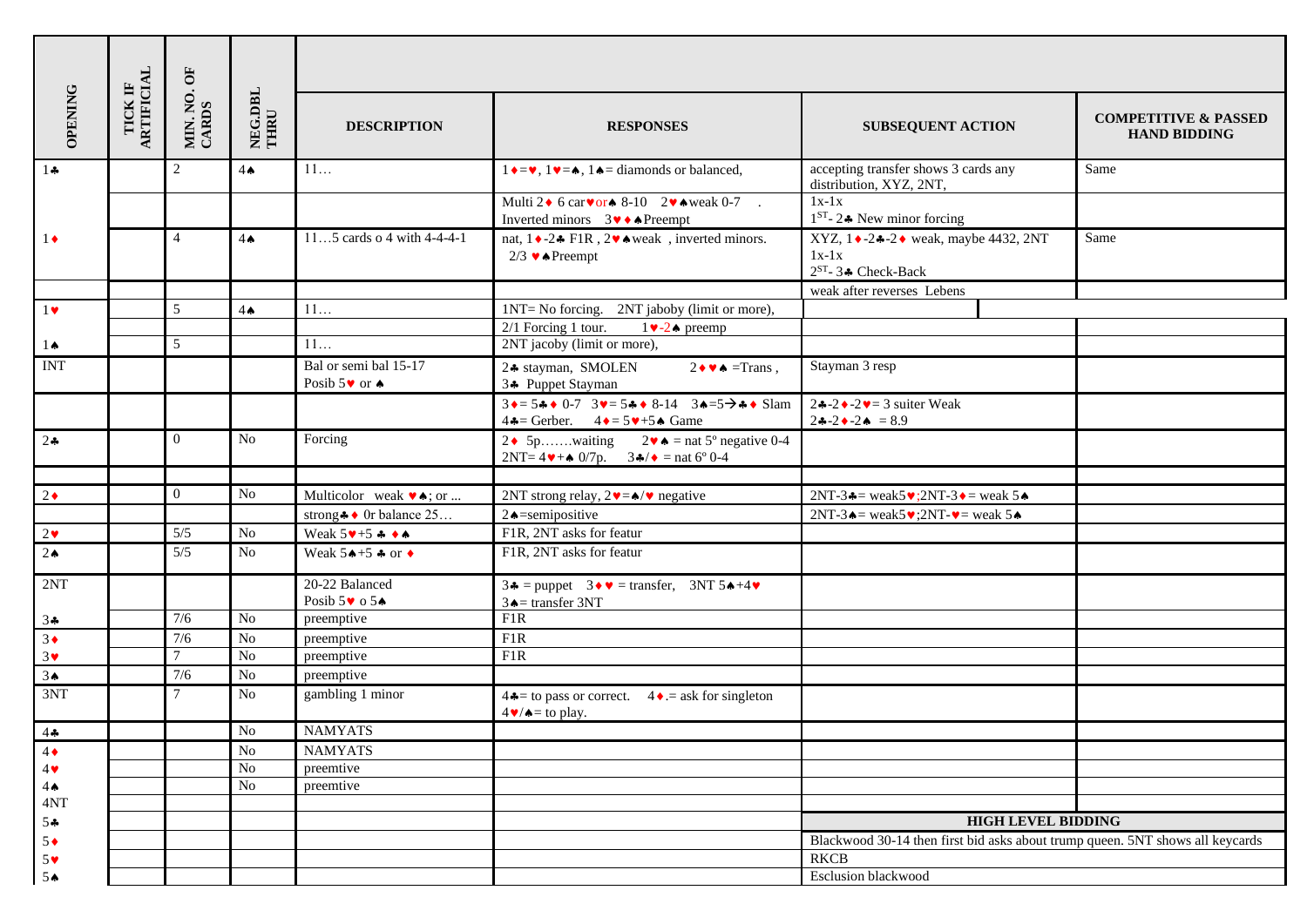| OPENING | TICK IF ARTIFICIAL | MIN. NO. OF CARDS | NEG.DBL THRU | DESCRIPTION | RESPONSES | SUBSEQUENT ACTION | COMPETITIVE & PASSED HAND BIDDING |
|---|---|---|---|---|---|---|---|
| 1♣ | | 2 | 4♠ | 11… | 1♦=♥, 1♥=♠, 1♠= diamonds or balanced, | accepting transfer shows 3 cards any distribution, XYZ, 2NT, | Same |
| | | | | | Multi 2♦ 6 car♥or♠ 8-10 2♥♠weak 0-7 . Inverted minors 3♥♦♠Preempt | 1x-1x 1ST- 2♣ New minor forcing | |
| 1♦ | | 4 | 4♠ | 11…5 cards o 4 with 4-4-4-1 | nat, 1♦-2♣ F1R , 2♥♠weak , inverted minors. 2/3 ♥♠Preempt | XYZ, 1♦-2♣-2♦ weak, maybe 4432, 2NT 1x-1x 2ST- 3♣ Check-Back | Same |
| | | | | | | weak after reverses Lebens | |
| 1♥ | | 5 | 4♠ | 11… | 1NT= No forcing. 2NT jaboby (limit or more), | | |
| | | | | | 2/1 Forcing 1 tour. 1♥-2♠ preemp | | |
| 1♠ | | 5 | | 11… | 2NT jacoby (limit or more), | | |
| INT | | | | Bal or semi bal 15-17 Posib 5♥ or ♠ | 2♣ stayman, SMOLEN 2♦♥♠ =Trans , 3♣ Puppet Stayman | Stayman 3 resp | |
| | | | | | 3♦= 5♣♦ 0-7 3♥= 5♣♦ 8-14 3♠=5→♣♦ Slam 4♣= Gerber. 4♦= 5♥+5♠ Game | 2♣-2♦-2♥= 3 suiter Weak 2♣-2♦-2♠ = 8.9 | |
| 2♣ | | 0 | No | Forcing | 2♦ 5p…….waiting 2♥♠ = nat 5º negative 0-4 2NT= 4♥+♠ 0/7p. 3♣/♦ = nat 6º 0-4 | | |
| | | | | | | | |
| 2♦ | | 0 | No | Multicolor weak ♥♠; or ... | 2NT strong relay, 2♥=♠/♥ negative | 2NT-3♣= weak5♥;2NT-3♦= weak 5♠ | |
| | | | | strong♣♦ 0r balance 25… | 2♠=semipositive | 2NT-3♠= weak5♥;2NT-♥= weak 5♠ | |
| 2♥ | | 5/5 | No | Weak 5♥+5 ♣ ♦♠ | F1R, 2NT asks for featur | | |
| 2♠ | | 5/5 | No | Weak 5♠+5 ♣ or ♦ | F1R, 2NT asks for featur | | |
| 2NT | | | | 20-22 Balanced Posib 5♥ o 5♠ | 3♣ = puppet 3♦♥ = transfer, 3NT 5♠+4♥ 3♠= transfer 3NT | | |
| 3♣ | | 7/6 | No | preemptive | F1R | | |
| 3♦ | | 7/6 | No | preemptive | F1R | | |
| 3♥ | | 7 | No | preemptive | F1R | | |
| 3♠ | | 7/6 | No | preemptive | | | |
| 3NT | | 7 | No | gambling 1 minor | 4♣= to pass or correct. 4♦.= ask for singleton 4♥/♠= to play. | | |
| 4♣ | | | No | NAMYATS | | | |
| 4♦ | | | No | NAMYATS | | | |
| 4♥ | | | No | preemtive | | | |
| 4♠ | | | No | preemtive | | | |
| 4NT | | | | | | | |
| 5♣ | | | | | | **HIGH LEVEL BIDDING** | |
| 5♦ | | | | | | Blackwood 30-14 then first bid asks about trump queen. 5NT shows all keycards | |
| 5♥ | | | | | | RKCB | |
| 5♠ | | | | | | Esclusion blackwood | |